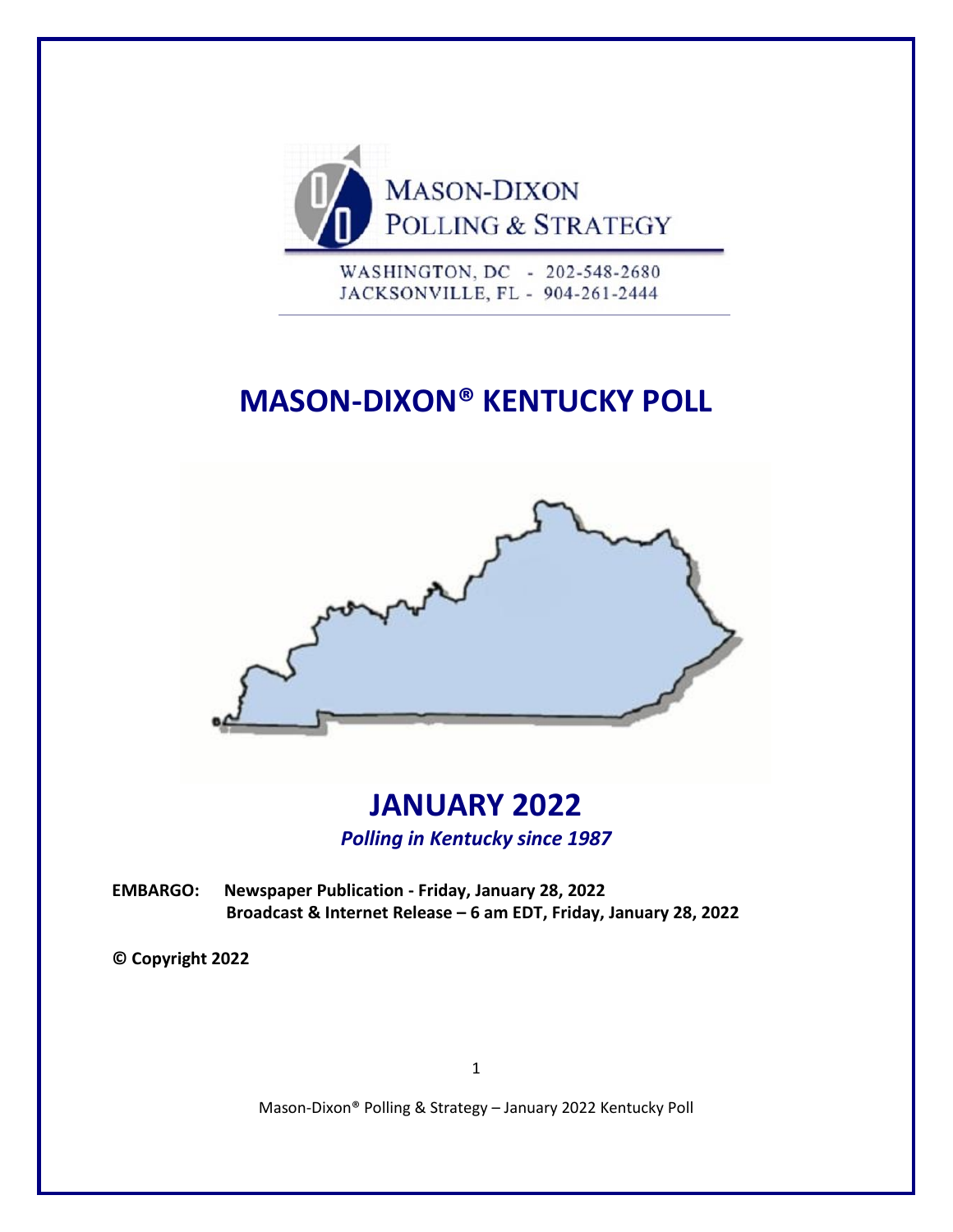MASON-DIXON
POLLING & STRATEGY

WASHINGTON, DC - 202-548-2680
JACKSONVILLE, FL - 904-261-2444

# MASON-DIXON® KENTUCKY POLL

## JANUARY 2022

***Polling in Kentucky since 1987***

**EMBARGO: Newspaper Publication - Friday, January 28, 2022**
**Broadcast & Internet Release – 6 am EDT, Friday, January 28, 2022**

**© Copyright 2022**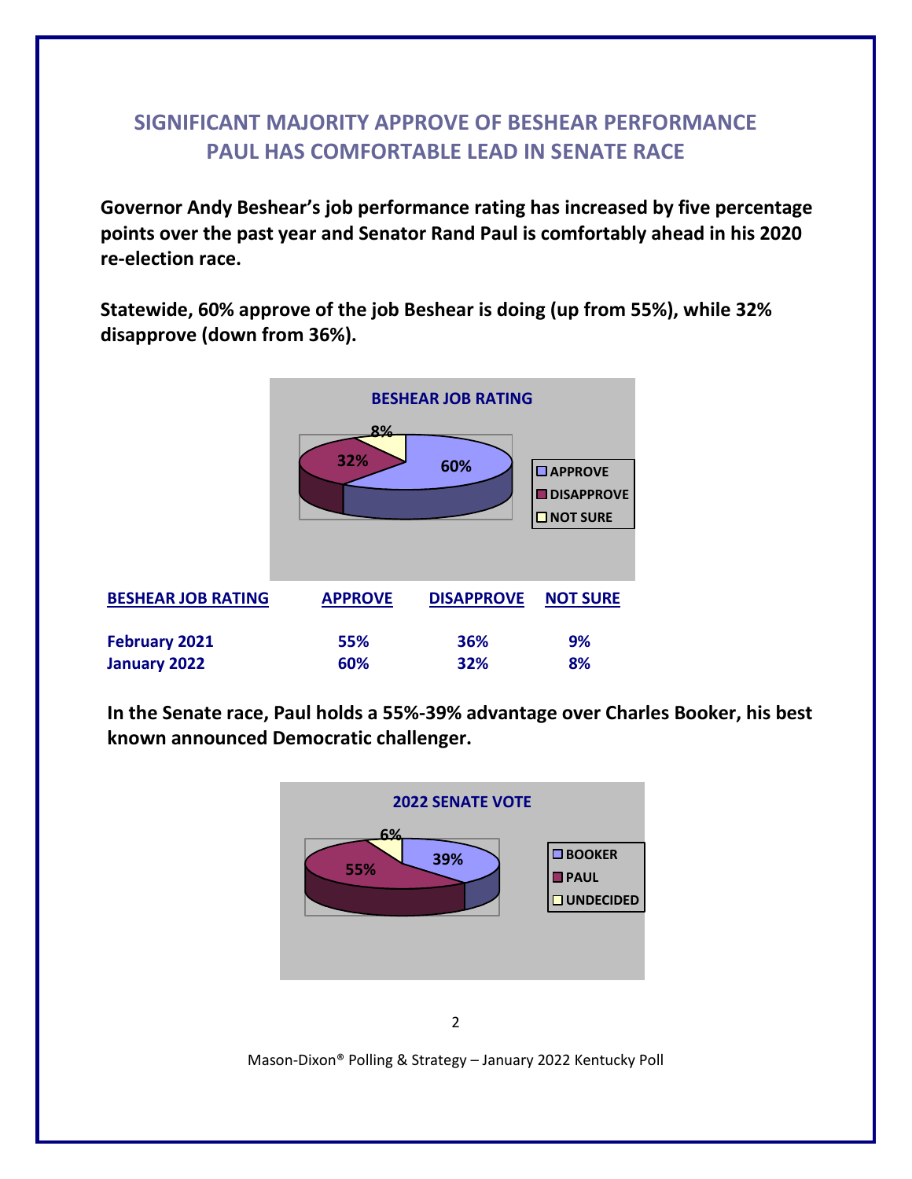## SIGNIFICANT MAJORITY APPROVE OF BESHEAR PERFORMANCE
## PAUL HAS COMFORTABLE LEAD IN SENATE RACE

**Governor Andy Beshear's job performance rating has increased by five percentage points over the past year and Senator Rand Paul is comfortably ahead in his 2020 re-election race.**

**Statewide, 60% approve of the job Beshear is doing (up from 55%), while 32% disapprove (down from 36%).**

**BESHEAR JOB RATING**

- APPROVE: 60%
- DISAPPROVE: 32%
- NOT SURE: 8%

| BESHEAR JOB RATING | APPROVE | DISAPPROVE | NOT SURE |
|---|---|---|---|
| February 2021 | 55% | 36% | 9% |
| January 2022 | 60% | 32% | 8% |

**In the Senate race, Paul holds a 55%-39% advantage over Charles Booker, his best known announced Democratic challenger.**

**2022 SENATE VOTE**

- BOOKER: 39%
- PAUL: 55%
- UNDECIDED: 6%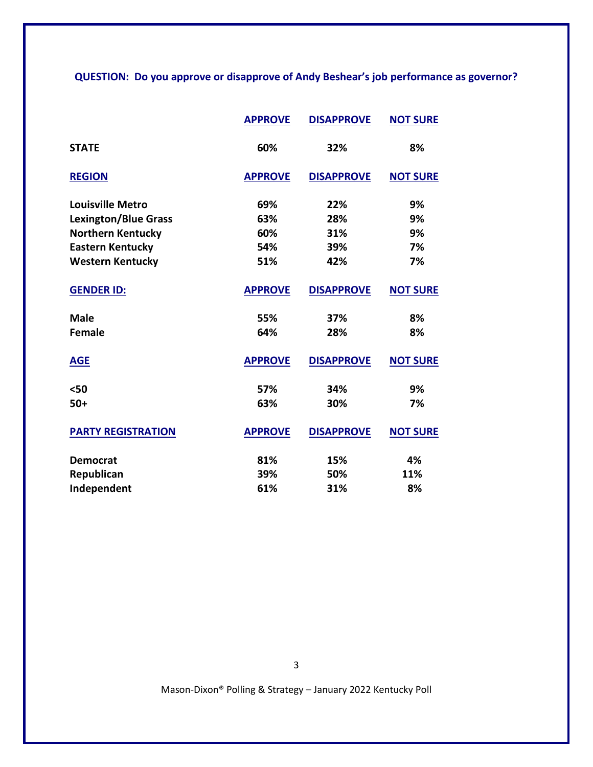**QUESTION: Do you approve or disapprove of Andy Beshear's job performance as governor?**

| | APPROVE | DISAPPROVE | NOT SURE |
|---|---|---|---|
| **STATE** | 60% | 32% | 8% |
| **REGION** | | | |
| Louisville Metro | 69% | 22% | 9% |
| Lexington/Blue Grass | 63% | 28% | 9% |
| Northern Kentucky | 60% | 31% | 9% |
| Eastern Kentucky | 54% | 39% | 7% |
| Western Kentucky | 51% | 42% | 7% |
| **GENDER ID:** | | | |
| Male | 55% | 37% | 8% |
| Female | 64% | 28% | 8% |
| **AGE** | | | |
| <50 | 57% | 34% | 9% |
| 50+ | 63% | 30% | 7% |
| **PARTY REGISTRATION** | | | |
| Democrat | 81% | 15% | 4% |
| Republican | 39% | 50% | 11% |
| Independent | 61% | 31% | 8% |

Mason-Dixon® Polling & Strategy – January 2022 Kentucky Poll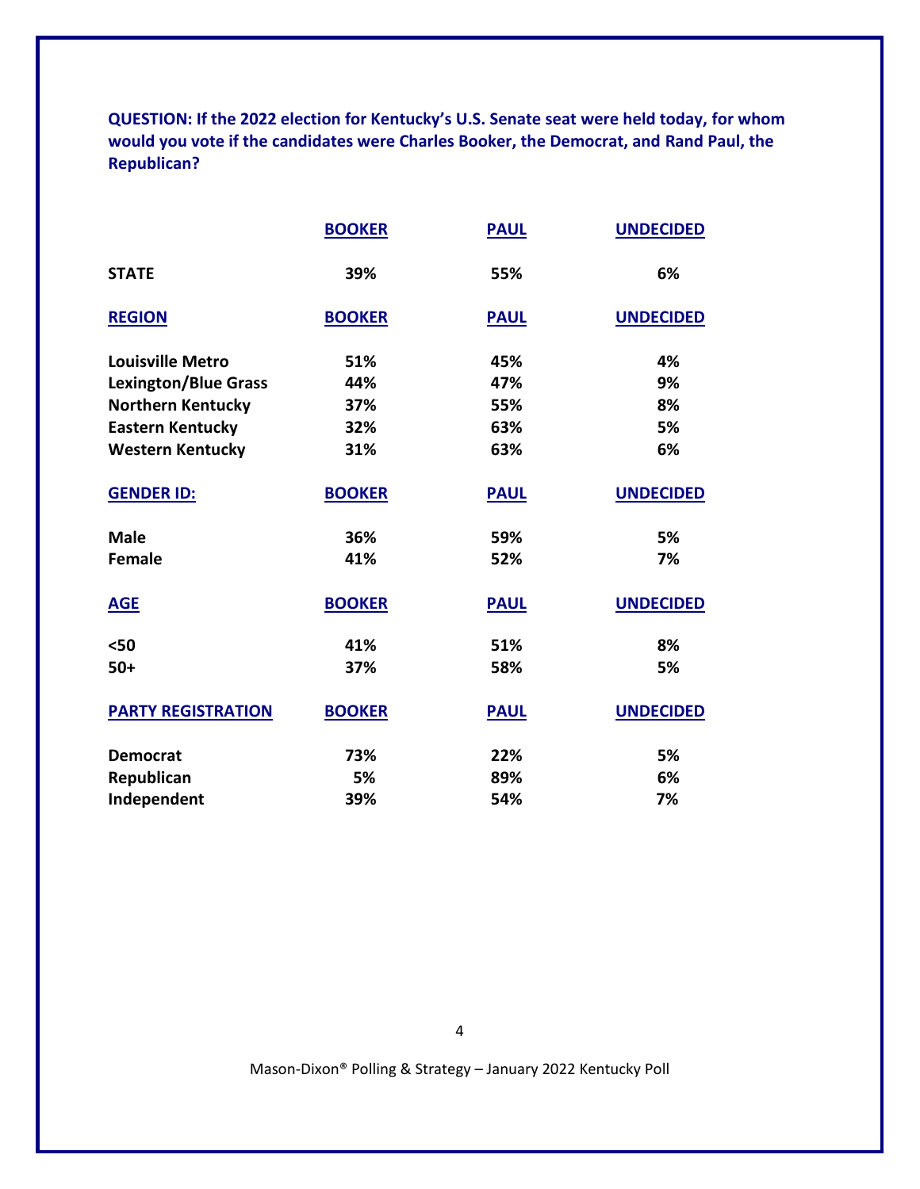**QUESTION: If the 2022 election for Kentucky's U.S. Senate seat were held today, for whom would you vote if the candidates were Charles Booker, the Democrat, and Rand Paul, the Republican?**

| | BOOKER | PAUL | UNDECIDED |
|---|---|---|---|
| **STATE** | 39% | 55% | 6% |
| **REGION** | **BOOKER** | **PAUL** | **UNDECIDED** |
| Louisville Metro | 51% | 45% | 4% |
| Lexington/Blue Grass | 44% | 47% | 9% |
| Northern Kentucky | 37% | 55% | 8% |
| Eastern Kentucky | 32% | 63% | 5% |
| Western Kentucky | 31% | 63% | 6% |
| **GENDER ID:** | **BOOKER** | **PAUL** | **UNDECIDED** |
| Male | 36% | 59% | 5% |
| Female | 41% | 52% | 7% |
| **AGE** | **BOOKER** | **PAUL** | **UNDECIDED** |
| <50 | 41% | 51% | 8% |
| 50+ | 37% | 58% | 5% |
| **PARTY REGISTRATION** | **BOOKER** | **PAUL** | **UNDECIDED** |
| Democrat | 73% | 22% | 5% |
| Republican | 5% | 89% | 6% |
| Independent | 39% | 54% | 7% |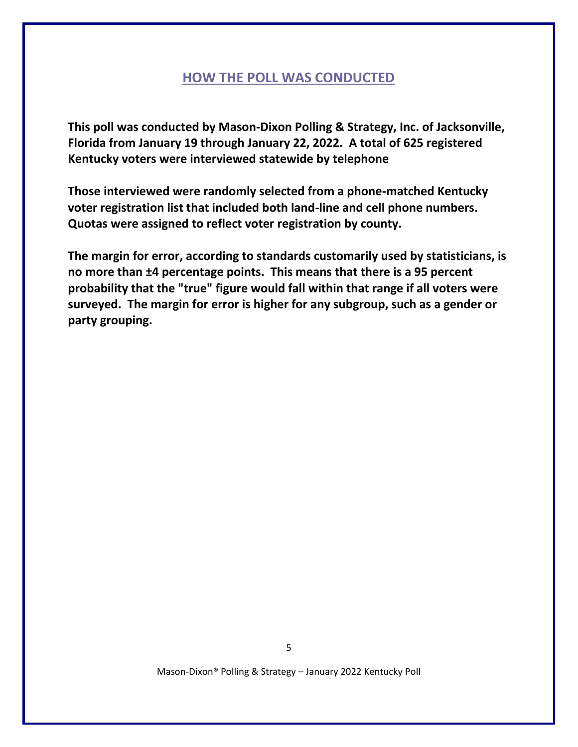## HOW THE POLL WAS CONDUCTED

**This poll was conducted by Mason-Dixon Polling & Strategy, Inc. of Jacksonville, Florida from January 19 through January 22, 2022. A total of 625 registered Kentucky voters were interviewed statewide by telephone**

**Those interviewed were randomly selected from a phone-matched Kentucky voter registration list that included both land-line and cell phone numbers. Quotas were assigned to reflect voter registration by county.**

**The margin for error, according to standards customarily used by statisticians, is no more than ±4 percentage points. This means that there is a 95 percent probability that the "true" figure would fall within that range if all voters were surveyed. The margin for error is higher for any subgroup, such as a gender or party grouping.**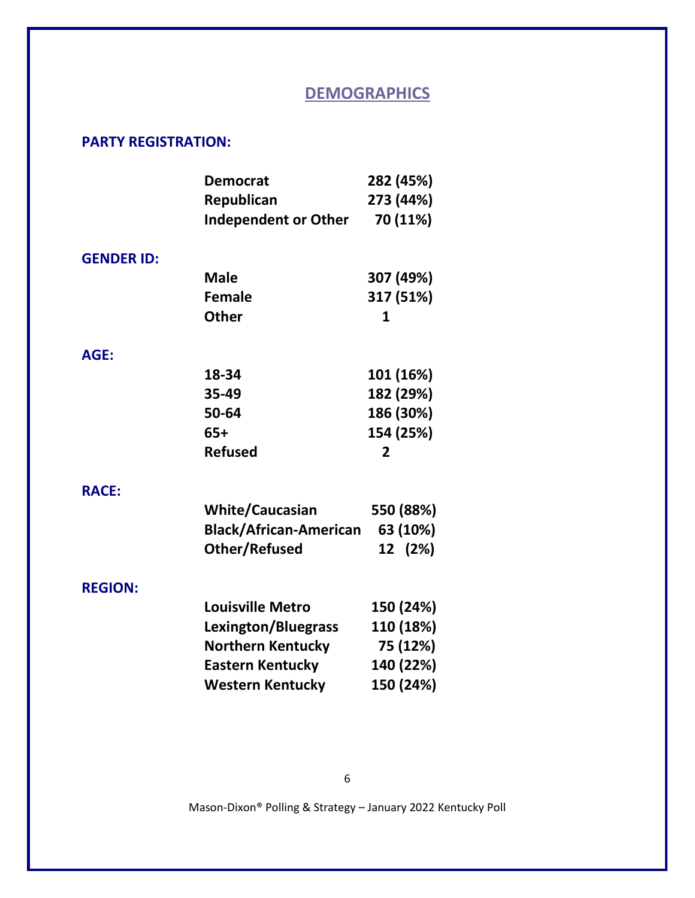# DEMOGRAPHICS

**PARTY REGISTRATION:**

| | |
|---|---|
| Democrat | 282 (45%) |
| Republican | 273 (44%) |
| Independent or Other | 70 (11%) |

**GENDER ID:**

| | |
|---|---|
| Male | 307 (49%) |
| Female | 317 (51%) |
| Other | 1 |

**AGE:**

| | |
|---|---|
| 18-34 | 101 (16%) |
| 35-49 | 182 (29%) |
| 50-64 | 186 (30%) |
| 65+ | 154 (25%) |
| Refused | 2 |

**RACE:**

| | |
|---|---|
| White/Caucasian | 550 (88%) |
| Black/African-American | 63 (10%) |
| Other/Refused | 12 (2%) |

**REGION:**

| | |
|---|---|
| Louisville Metro | 150 (24%) |
| Lexington/Bluegrass | 110 (18%) |
| Northern Kentucky | 75 (12%) |
| Eastern Kentucky | 140 (22%) |
| Western Kentucky | 150 (24%) |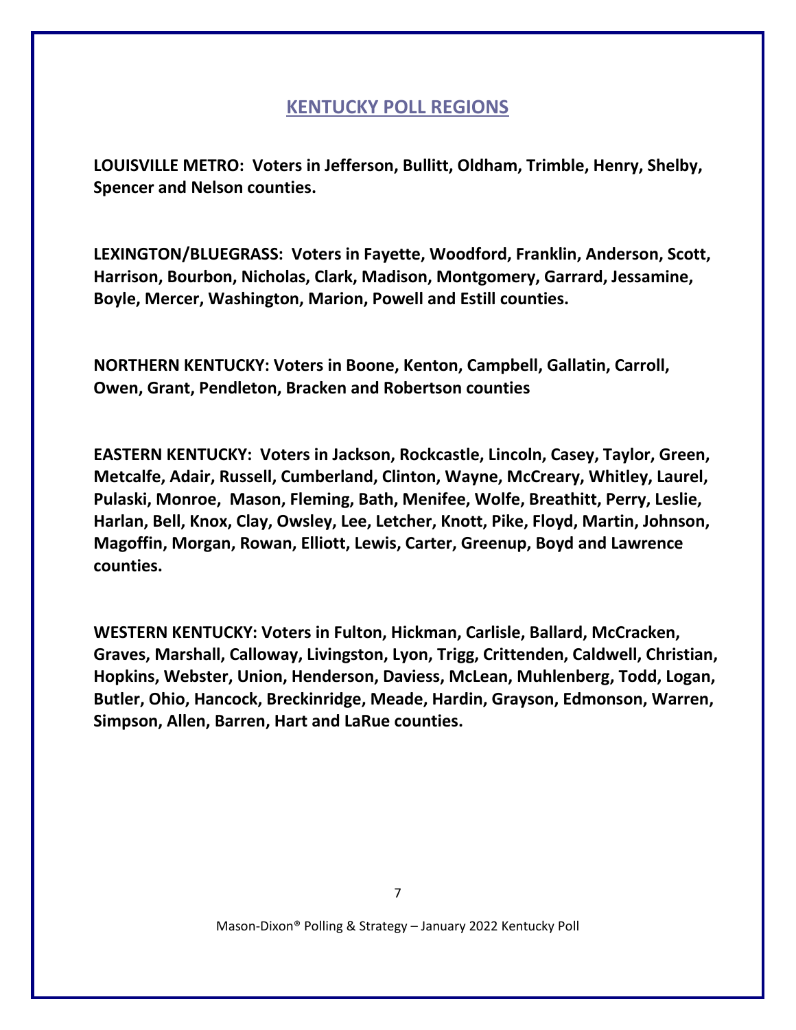## KENTUCKY POLL REGIONS

**LOUISVILLE METRO: Voters in Jefferson, Bullitt, Oldham, Trimble, Henry, Shelby, Spencer and Nelson counties.**

**LEXINGTON/BLUEGRASS: Voters in Fayette, Woodford, Franklin, Anderson, Scott, Harrison, Bourbon, Nicholas, Clark, Madison, Montgomery, Garrard, Jessamine, Boyle, Mercer, Washington, Marion, Powell and Estill counties.**

**NORTHERN KENTUCKY: Voters in Boone, Kenton, Campbell, Gallatin, Carroll, Owen, Grant, Pendleton, Bracken and Robertson counties**

**EASTERN KENTUCKY: Voters in Jackson, Rockcastle, Lincoln, Casey, Taylor, Green, Metcalfe, Adair, Russell, Cumberland, Clinton, Wayne, McCreary, Whitley, Laurel, Pulaski, Monroe, Mason, Fleming, Bath, Menifee, Wolfe, Breathitt, Perry, Leslie, Harlan, Bell, Knox, Clay, Owsley, Lee, Letcher, Knott, Pike, Floyd, Martin, Johnson, Magoffin, Morgan, Rowan, Elliott, Lewis, Carter, Greenup, Boyd and Lawrence counties.**

**WESTERN KENTUCKY: Voters in Fulton, Hickman, Carlisle, Ballard, McCracken, Graves, Marshall, Calloway, Livingston, Lyon, Trigg, Crittenden, Caldwell, Christian, Hopkins, Webster, Union, Henderson, Daviess, McLean, Muhlenberg, Todd, Logan, Butler, Ohio, Hancock, Breckinridge, Meade, Hardin, Grayson, Edmonson, Warren, Simpson, Allen, Barren, Hart and LaRue counties.**